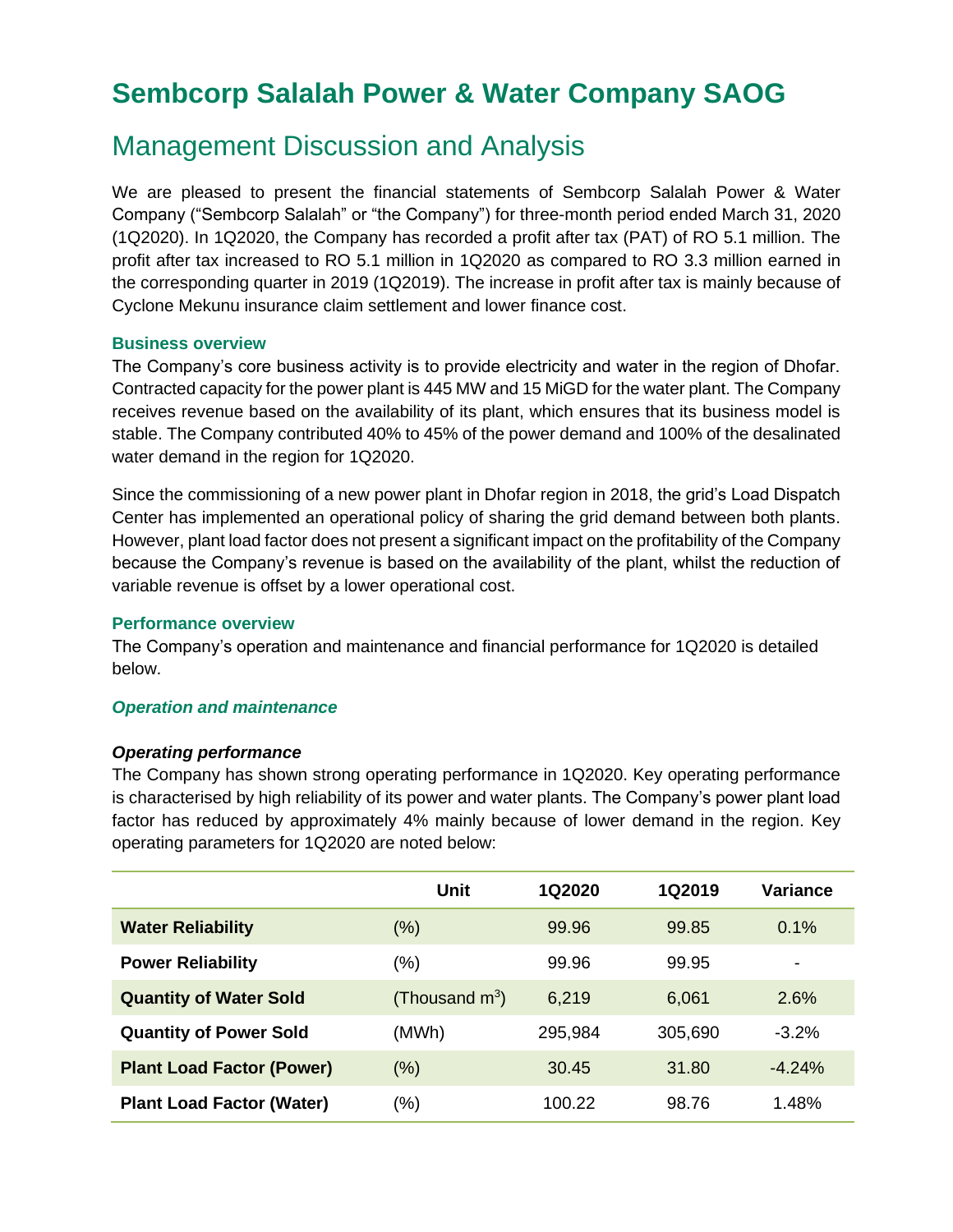# Sembcorp Salalah Power & Water Company SAOG

## Management Discussion and Analysis

We are pleased to present the financial statements of Sembcorp Salalah Power & Water Company ("Sembcorp Salalah" or "the Company") for three-month period ended March 31, 2020 (1Q2020). In 1Q2020, the Company has recorded a profit after tax (PAT) of RO 5.1 million. The profit after tax increased to RO 5.1 million in 1Q2020 as compared to RO 3.3 million earned in the corresponding quarter in 2019 (1Q2019). The increase in profit after tax is mainly because of Cyclone Mekunu insurance claim settlement and lower finance cost.

### Business overview

The Company's core business activity is to provide electricity and water in the region of Dhofar. Contracted capacity for the power plant is 445 MW and 15 MiGD for the water plant. The Company receives revenue based on the availability of its plant, which ensures that its business model is stable. The Company contributed 40% to 45% of the power demand and 100% of the desalinated water demand in the region for 1Q2020.

Since the commissioning of a new power plant in Dhofar region in 2018, the grid's Load Dispatch Center has implemented an operational policy of sharing the grid demand between both plants. However, plant load factor does not present a significant impact on the profitability of the Company because the Company's revenue is based on the availability of the plant, whilst the reduction of variable revenue is offset by a lower operational cost.

### Performance overview

The Company's operation and maintenance and financial performance for 1Q2020 is detailed below.

#### *Operation and maintenance*

***Operating performance***

The Company has shown strong operating performance in 1Q2020. Key operating performance is characterised by high reliability of its power and water plants. The Company's power plant load factor has reduced by approximately 4% mainly because of lower demand in the region. Key operating parameters for 1Q2020 are noted below:

| | Unit | 1Q2020 | 1Q2019 | Variance |
|---|---|---|---|---|
| **Water Reliability** | (%) | 99.96 | 99.85 | 0.1% |
| **Power Reliability** | (%) | 99.96 | 99.95 | - |
| **Quantity of Water Sold** | (Thousand $m^3$) | 6,219 | 6,061 | 2.6% |
| **Quantity of Power Sold** | (MWh) | 295,984 | 305,690 | -3.2% |
| **Plant Load Factor (Power)** | (%) | 30.45 | 31.80 | -4.24% |
| **Plant Load Factor (Water)** | (%) | 100.22 | 98.76 | 1.48% |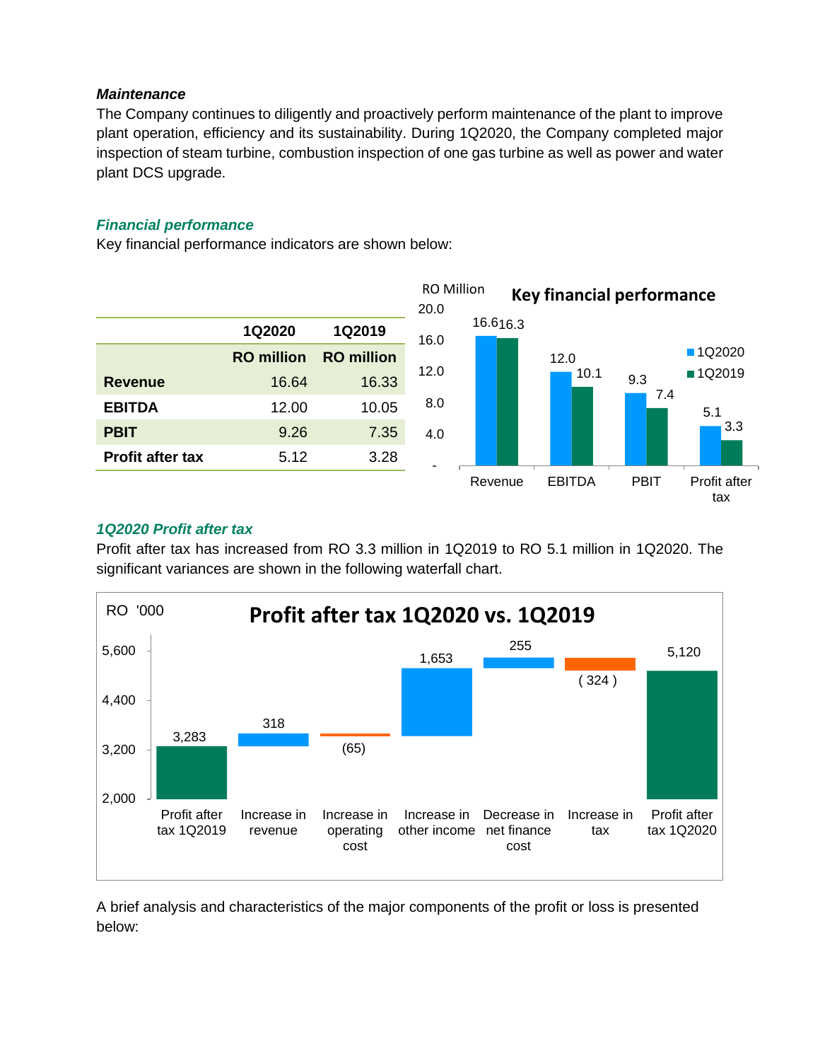### *Maintenance*

The Company continues to diligently and proactively perform maintenance of the plant to improve plant operation, efficiency and its sustainability. During 1Q2020, the Company completed major inspection of steam turbine, combustion inspection of one gas turbine as well as power and water plant DCS upgrade.

### *Financial performance*

Key financial performance indicators are shown below:

| | 1Q2020 | 1Q2019 |
|---|---|---|
| | RO million | RO million |
| **Revenue** | 16.64 | 16.33 |
| **EBITDA** | 12.00 | 10.05 |
| **PBIT** | 9.26 | 7.35 |
| **Profit after tax** | 5.12 | 3.28 |

**Key financial performance** (RO Million)

| | 1Q2020 | 1Q2019 |
|---|---|---|
| Revenue | 16.6 | 16.3 |
| EBITDA | 12.0 | 10.1 |
| PBIT | 9.3 | 7.4 |
| Profit after tax | 5.1 | 3.3 |

### *1Q2020 Profit after tax*

Profit after tax has increased from RO 3.3 million in 1Q2019 to RO 5.1 million in 1Q2020. The significant variances are shown in the following waterfall chart.

**Profit after tax 1Q2020 vs. 1Q2019** (RO '000)

| Item | RO '000 |
|---|---|
| Profit after tax 1Q2019 | 3,283 |
| Increase in revenue | 318 |
| Increase in operating cost | (65) |
| Increase in other income | 1,653 |
| Decrease in net finance cost | 255 |
| Increase in tax | ( 324 ) |
| Profit after tax 1Q2020 | 5,120 |

A brief analysis and characteristics of the major components of the profit or loss is presented below: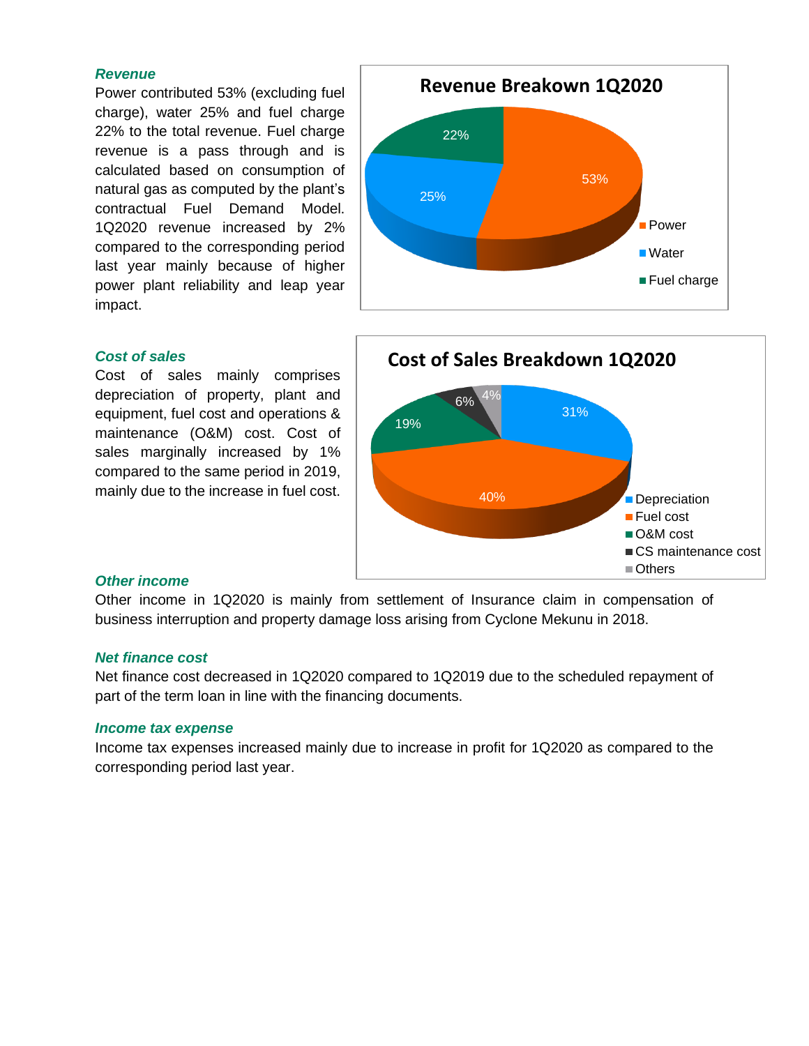### *Revenue*

Power contributed 53% (excluding fuel charge), water 25% and fuel charge 22% to the total revenue. Fuel charge revenue is a pass through and is calculated based on consumption of natural gas as computed by the plant's contractual Fuel Demand Model. 1Q2020 revenue increased by 2% compared to the corresponding period last year mainly because of higher power plant reliability and leap year impact.

**Revenue Breakown 1Q2020**

| Component | Share |
|---|---|
| Power | 53% |
| Water | 25% |
| Fuel charge | 22% |

### *Cost of sales*

Cost of sales mainly comprises depreciation of property, plant and equipment, fuel cost and operations & maintenance (O&M) cost. Cost of sales marginally increased by 1% compared to the same period in 2019, mainly due to the increase in fuel cost.

**Cost of Sales Breakdown 1Q2020**

| Component | Share |
|---|---|
| Depreciation | 31% |
| Fuel cost | 40% |
| O&M cost | 19% |
| CS maintenance cost | 6% |
| Others | 4% |

### *Other income*

Other income in 1Q2020 is mainly from settlement of Insurance claim in compensation of business interruption and property damage loss arising from Cyclone Mekunu in 2018.

### *Net finance cost*

Net finance cost decreased in 1Q2020 compared to 1Q2019 due to the scheduled repayment of part of the term loan in line with the financing documents.

### *Income tax expense*

Income tax expenses increased mainly due to increase in profit for 1Q2020 as compared to the corresponding period last year.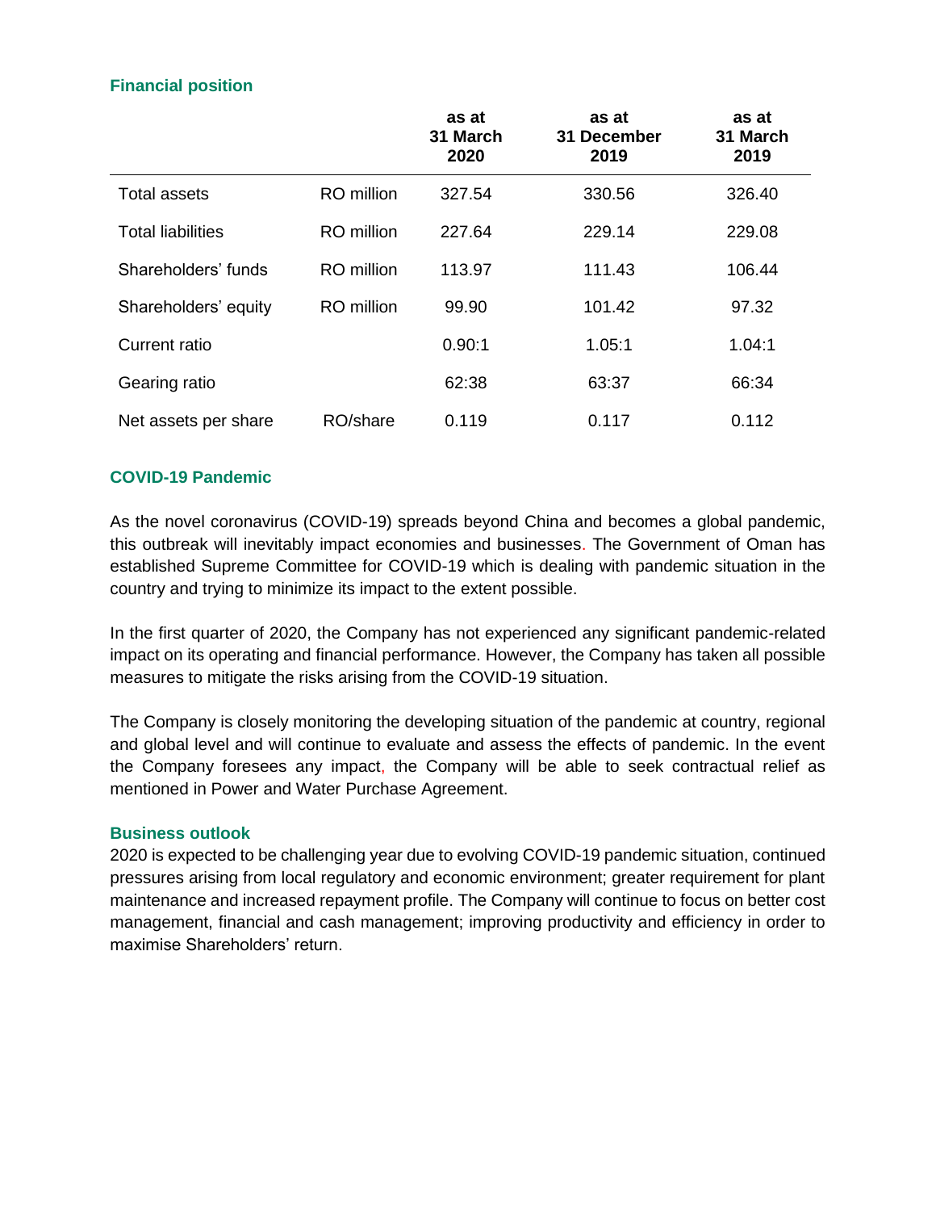## Financial position

| | | as at 31 March 2020 | as at 31 December 2019 | as at 31 March 2019 |
|---|---|---|---|---|
| Total assets | RO million | 327.54 | 330.56 | 326.40 |
| Total liabilities | RO million | 227.64 | 229.14 | 229.08 |
| Shareholders' funds | RO million | 113.97 | 111.43 | 106.44 |
| Shareholders' equity | RO million | 99.90 | 101.42 | 97.32 |
| Current ratio | | 0.90:1 | 1.05:1 | 1.04:1 |
| Gearing ratio | | 62:38 | 63:37 | 66:34 |
| Net assets per share | RO/share | 0.119 | 0.117 | 0.112 |

## COVID-19 Pandemic

As the novel coronavirus (COVID-19) spreads beyond China and becomes a global pandemic, this outbreak will inevitably impact economies and businesses. The Government of Oman has established Supreme Committee for COVID-19 which is dealing with pandemic situation in the country and trying to minimize its impact to the extent possible.

In the first quarter of 2020, the Company has not experienced any significant pandemic-related impact on its operating and financial performance. However, the Company has taken all possible measures to mitigate the risks arising from the COVID-19 situation.

The Company is closely monitoring the developing situation of the pandemic at country, regional and global level and will continue to evaluate and assess the effects of pandemic. In the event the Company foresees any impact, the Company will be able to seek contractual relief as mentioned in Power and Water Purchase Agreement.

## Business outlook

2020 is expected to be challenging year due to evolving COVID-19 pandemic situation, continued pressures arising from local regulatory and economic environment; greater requirement for plant maintenance and increased repayment profile. The Company will continue to focus on better cost management, financial and cash management; improving productivity and efficiency in order to maximise Shareholders' return.